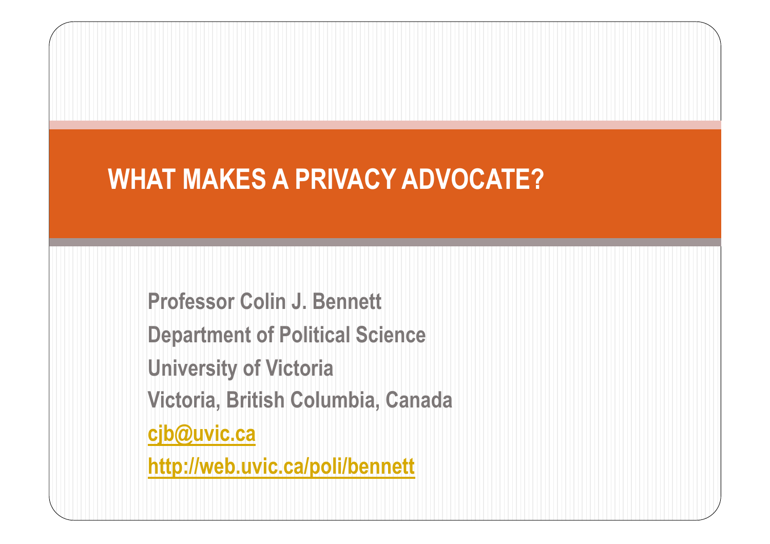# WHAT MAKES A PRIVACY ADVOCATE?

**Professor Colin J. Bennett**

**Department of Political Science**

**University of Victoria**

**Victoria, British Columbia, Canada**

**cjb@uvic.ca**

**http://web.uvic.ca/poli/bennett**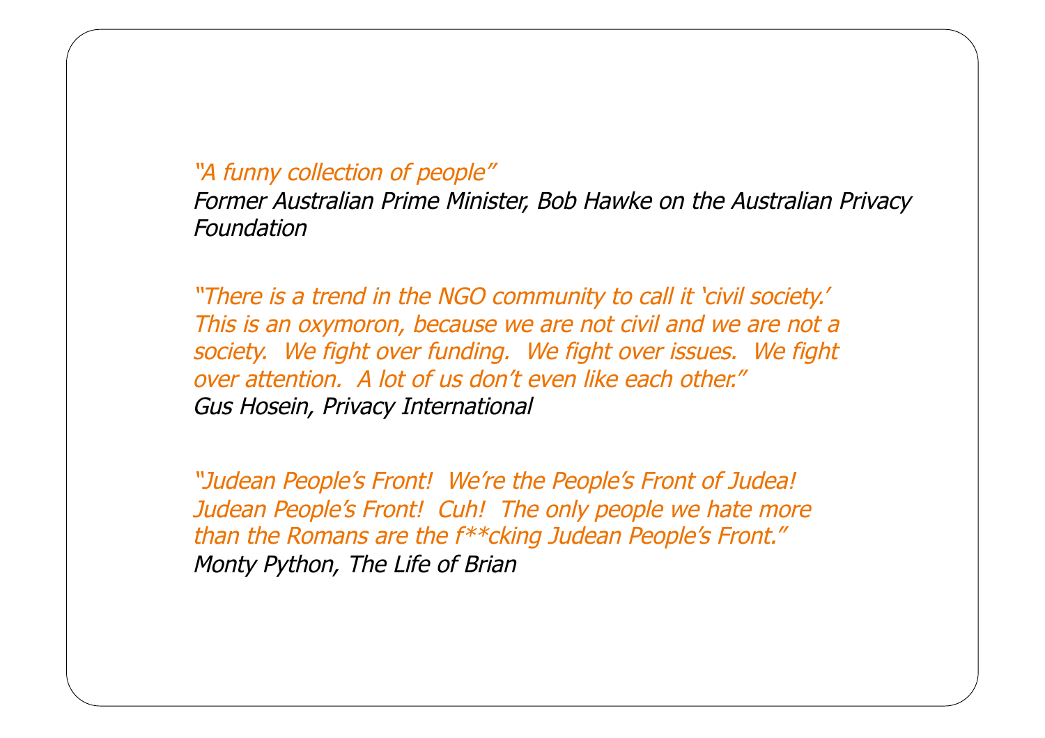*"A funny collection of people"*
*Former Australian Prime Minister, Bob Hawke on the Australian Privacy Foundation*

*"There is a trend in the NGO community to call it 'civil society.' This is an oxymoron, because we are not civil and we are not a society. We fight over funding. We fight over issues. We fight over attention. A lot of us don't even like each other."*
*Gus Hosein, Privacy International*

*"Judean People's Front! We're the People's Front of Judea! Judean People's Front! Cuh! The only people we hate more than the Romans are the f**cking Judean People's Front."*
*Monty Python, The Life of Brian*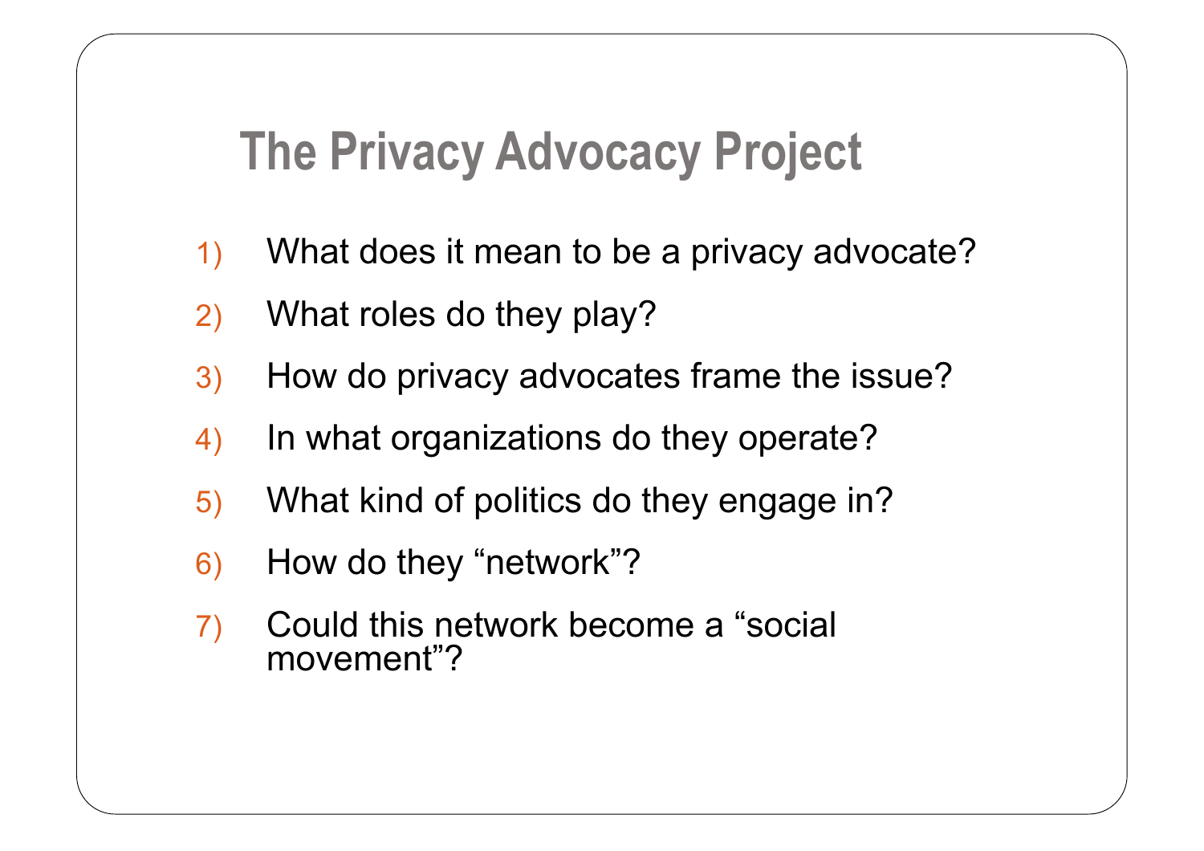# The Privacy Advocacy Project

1) What does it mean to be a privacy advocate?
2) What roles do they play?
3) How do privacy advocates frame the issue?
4) In what organizations do they operate?
5) What kind of politics do they engage in?
6) How do they "network"?
7) Could this network become a "social movement"?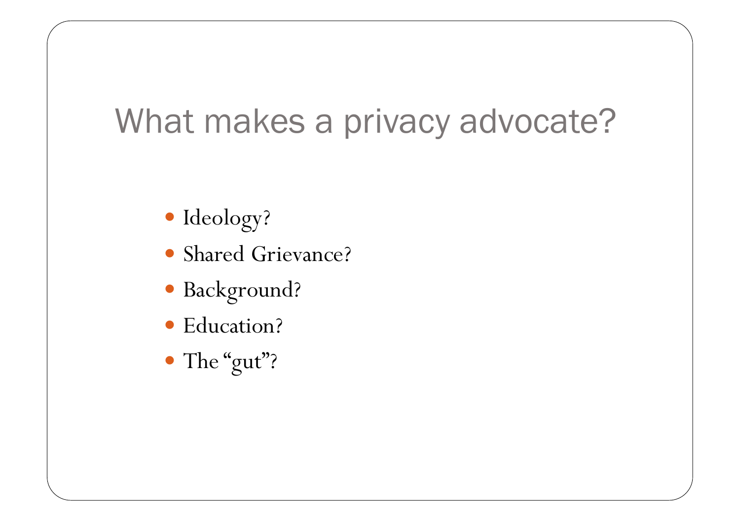# What makes a privacy advocate?

- Ideology?
- Shared Grievance?
- Background?
- Education?
- The "gut"?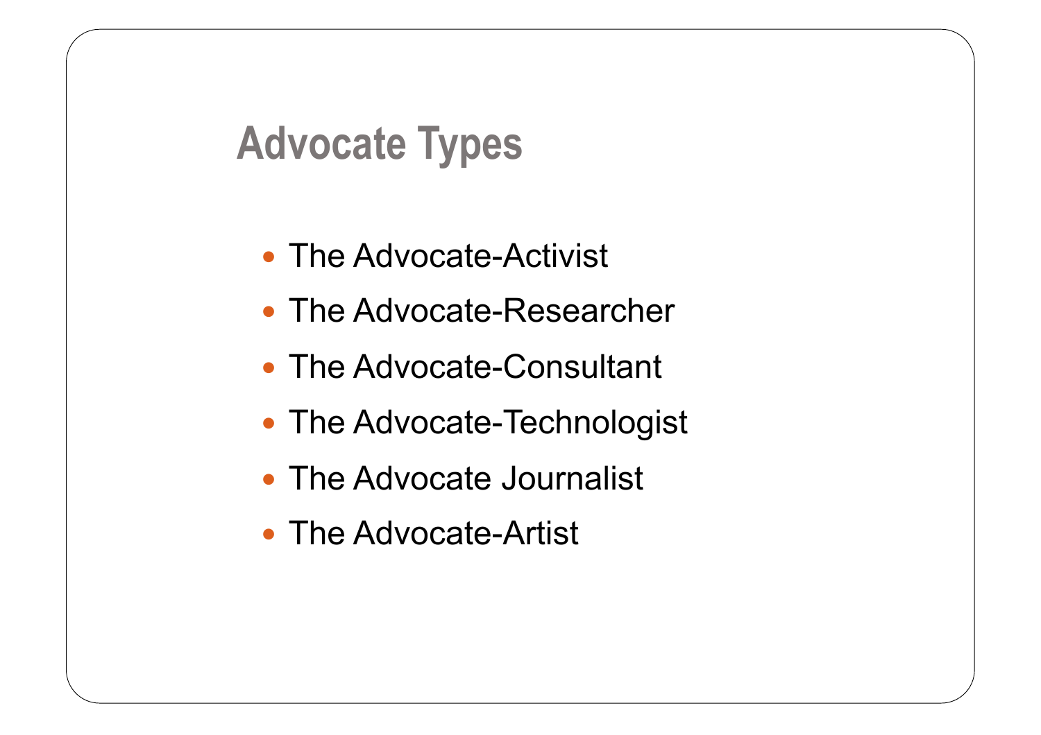# Advocate Types

- The Advocate-Activist
- The Advocate-Researcher
- The Advocate-Consultant
- The Advocate-Technologist
- The Advocate Journalist
- The Advocate-Artist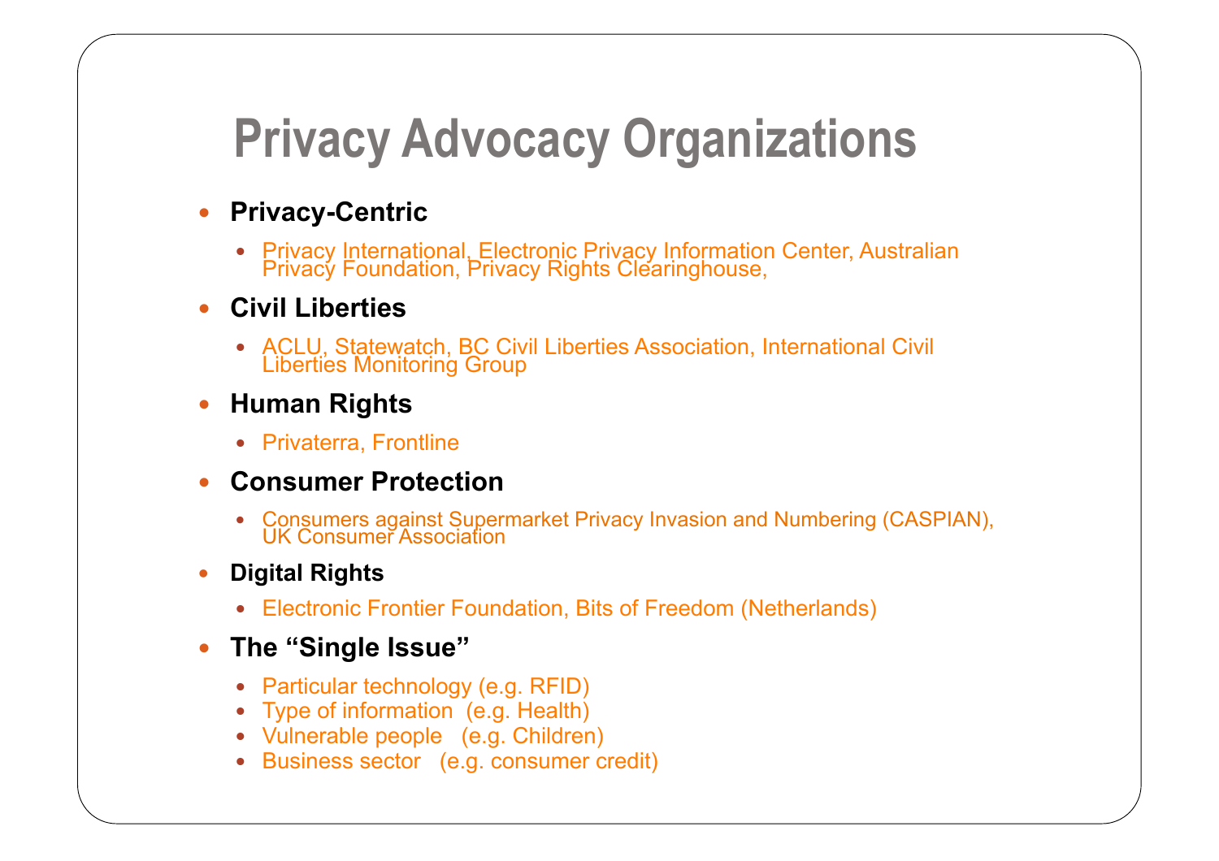# Privacy Advocacy Organizations

- **Privacy-Centric**
  - Privacy International, Electronic Privacy Information Center, Australian Privacy Foundation, Privacy Rights Clearinghouse,
- **Civil Liberties**
  - ACLU, Statewatch, BC Civil Liberties Association, International Civil Liberties Monitoring Group
- **Human Rights**
  - Privaterra, Frontline
- **Consumer Protection**
  - Consumers against Supermarket Privacy Invasion and Numbering (CASPIAN), UK Consumer Association
- **Digital Rights**
  - Electronic Frontier Foundation, Bits of Freedom (Netherlands)
- **The "Single Issue"**
  - Particular technology (e.g. RFID)
  - Type of information (e.g. Health)
  - Vulnerable people (e.g. Children)
  - Business sector (e.g. consumer credit)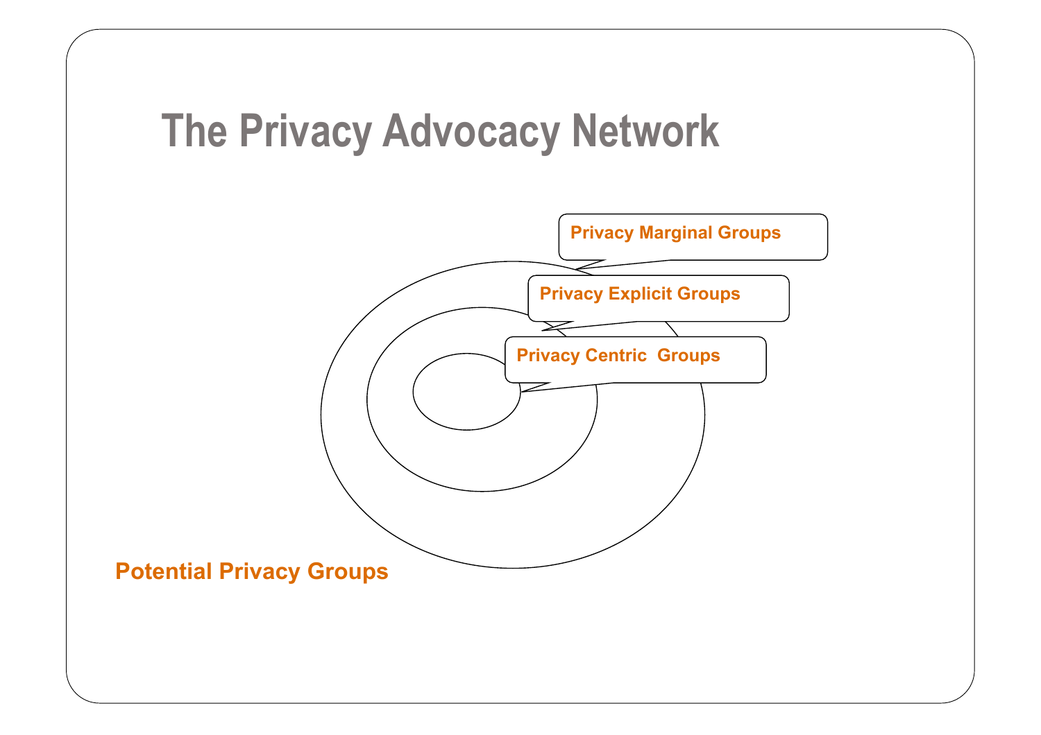# The Privacy Advocacy Network

Privacy Marginal Groups

Privacy Explicit Groups

Privacy Centric Groups

Potential Privacy Groups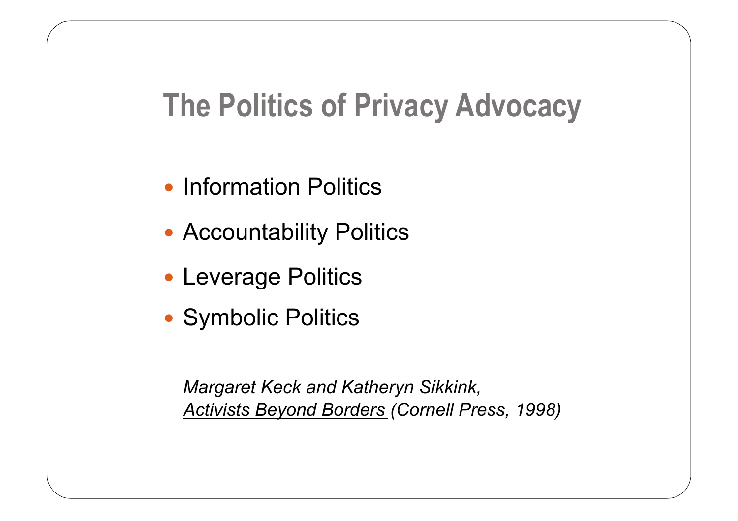# The Politics of Privacy Advocacy

- Information Politics
- Accountability Politics
- Leverage Politics
- Symbolic Politics

*Margaret Keck and Katheryn Sikkink,*
*Activists Beyond Borders (Cornell Press, 1998)*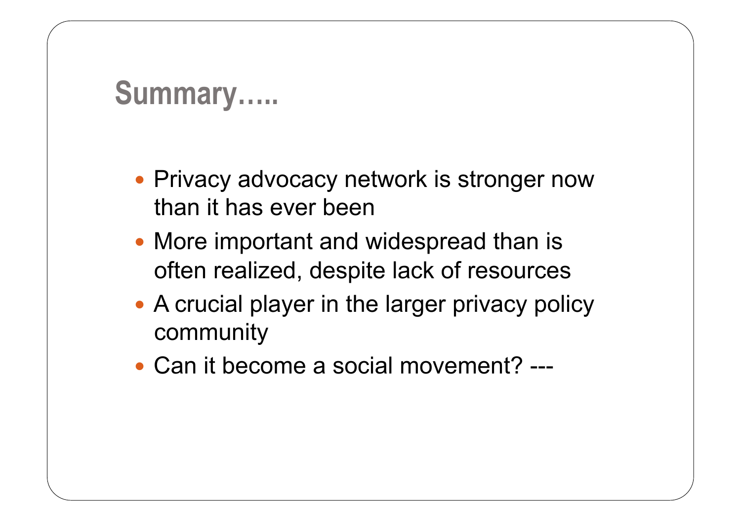# Summary…..

- Privacy advocacy network is stronger now than it has ever been
- More important and widespread than is often realized, despite lack of resources
- A crucial player in the larger privacy policy community
- Can it become a social movement? ---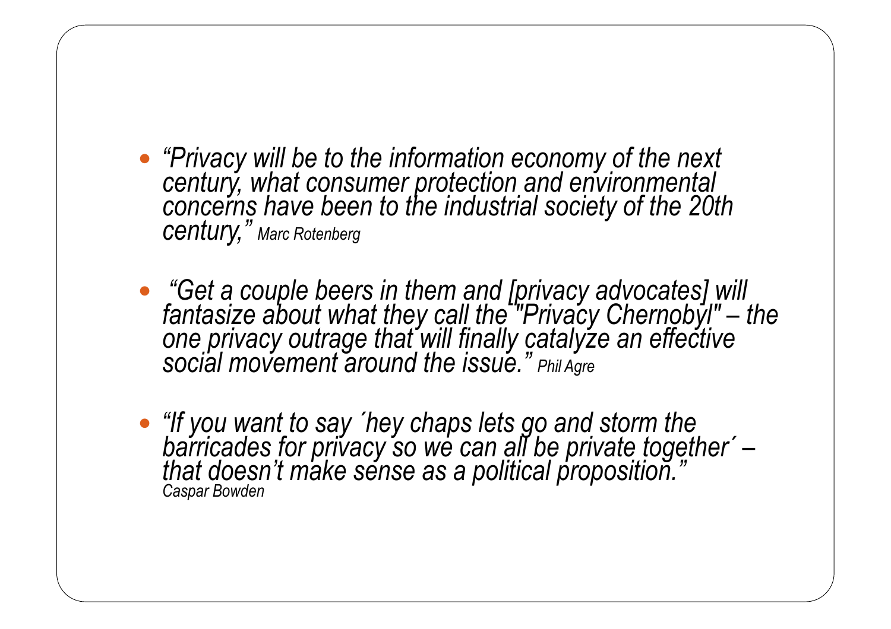- *“Privacy will be to the information economy of the next century, what consumer protection and environmental concerns have been to the industrial society of the 20th century,” Marc Rotenberg*

- *“Get a couple beers in them and [privacy advocates] will fantasize about what they call the "Privacy Chernobyl" – the one privacy outrage that will finally catalyze an effective social movement around the issue.” Phil Agre*

- *“If you want to say ´hey chaps lets go and storm the barricades for privacy so we can all be private together´ – that doesn’t make sense as a political proposition.” Caspar Bowden*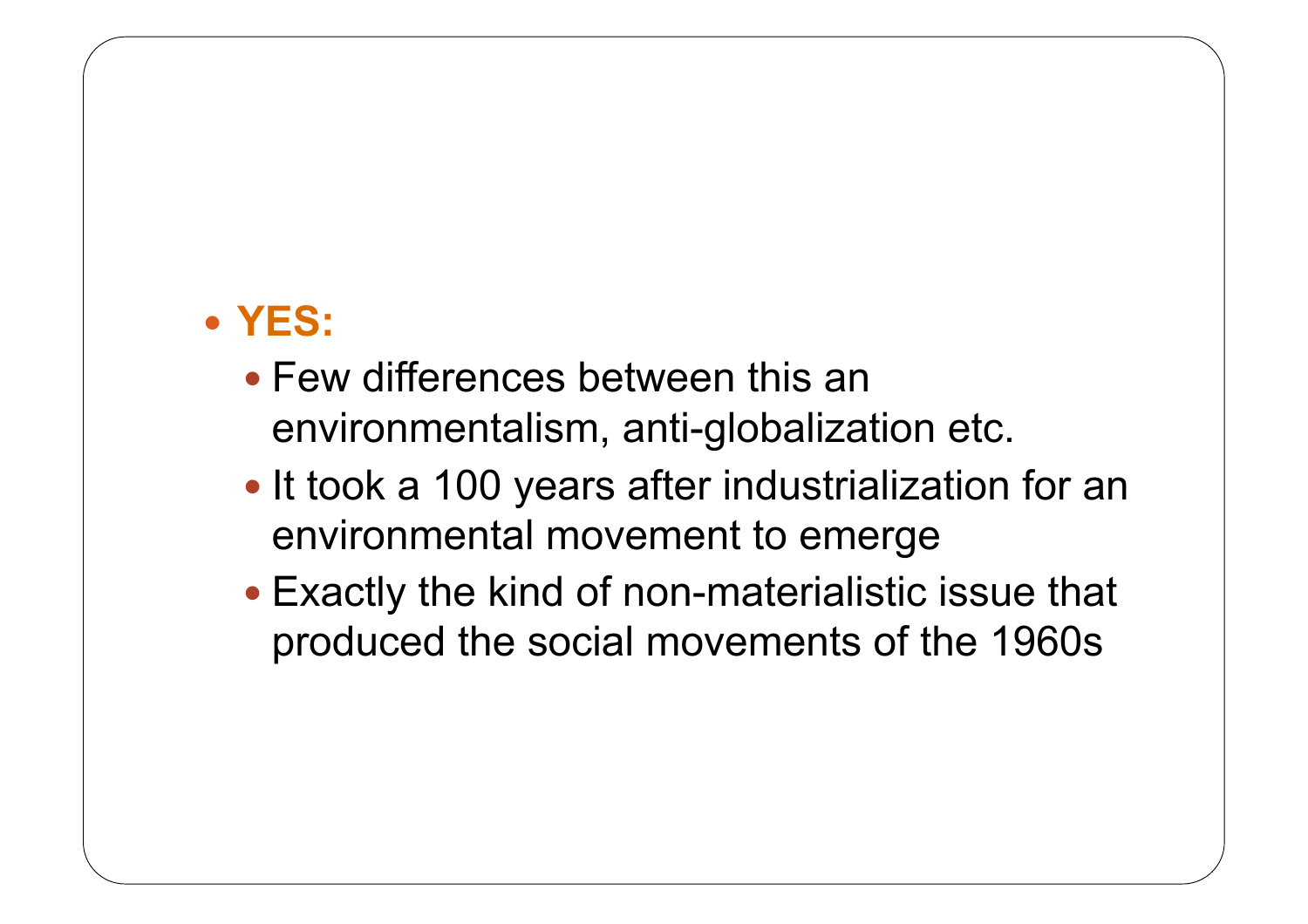- **YES:**
  - Few differences between this an environmentalism, anti-globalization etc.
  - It took a 100 years after industrialization for an environmental movement to emerge
  - Exactly the kind of non-materialistic issue that produced the social movements of the 1960s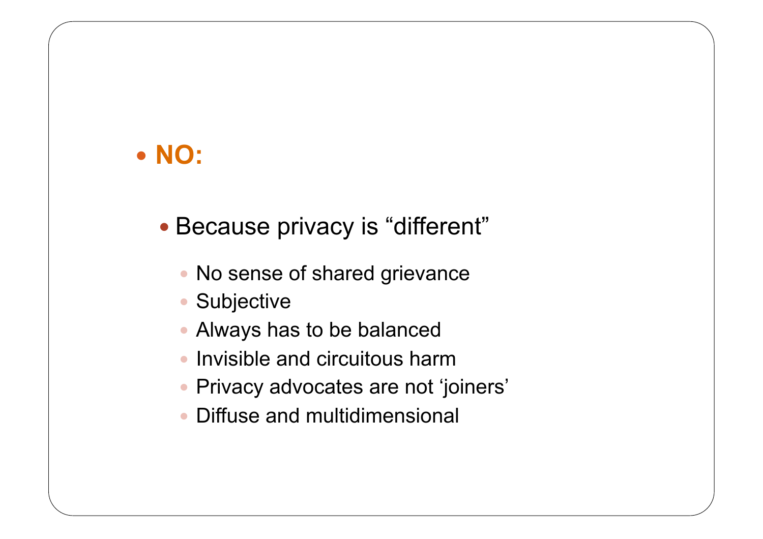- **NO:**
  - Because privacy is “different”
    - No sense of shared grievance
    - Subjective
    - Always has to be balanced
    - Invisible and circuitous harm
    - Privacy advocates are not ‘joiners’
    - Diffuse and multidimensional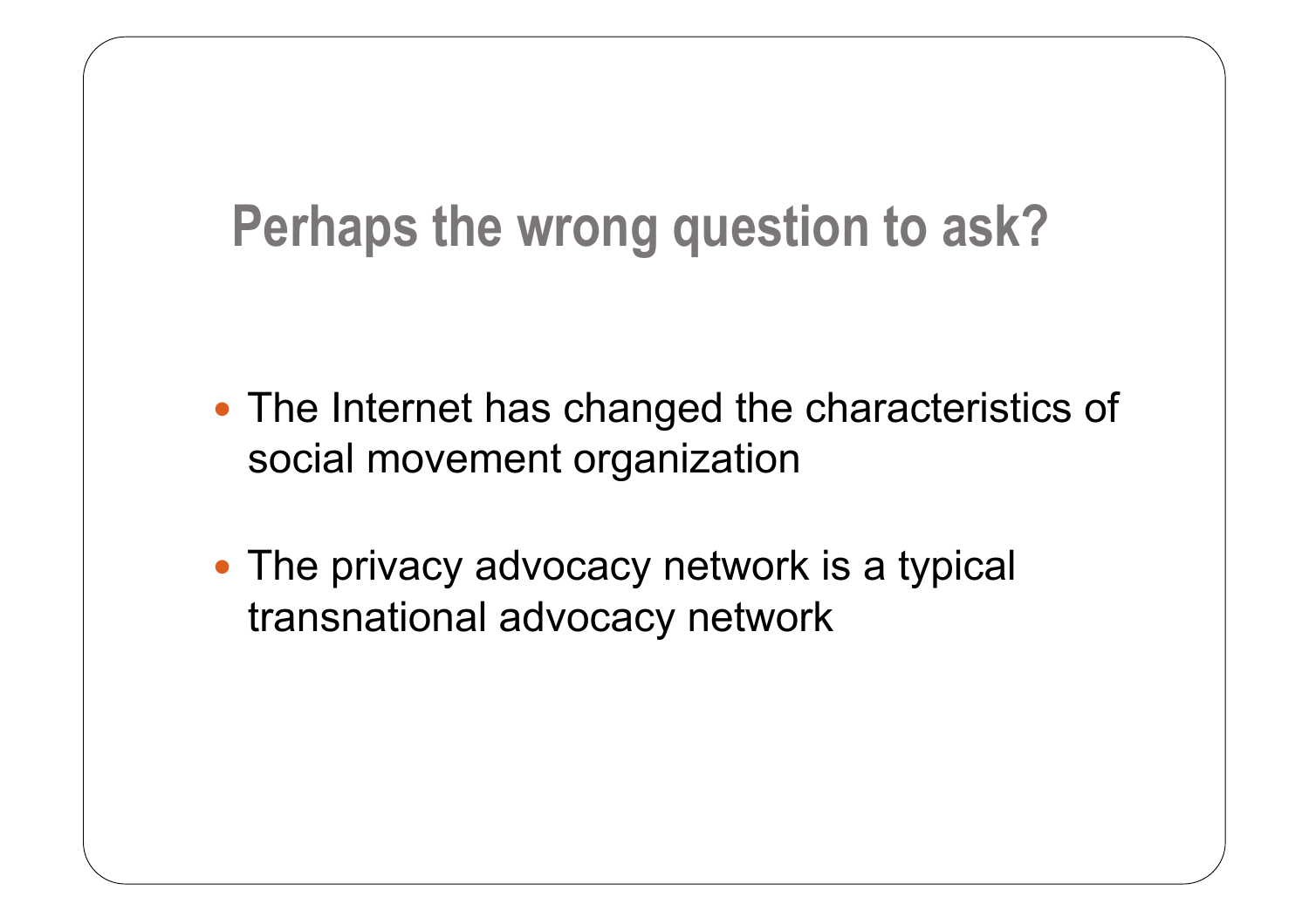# Perhaps the wrong question to ask?

- The Internet has changed the characteristics of social movement organization
- The privacy advocacy network is a typical transnational advocacy network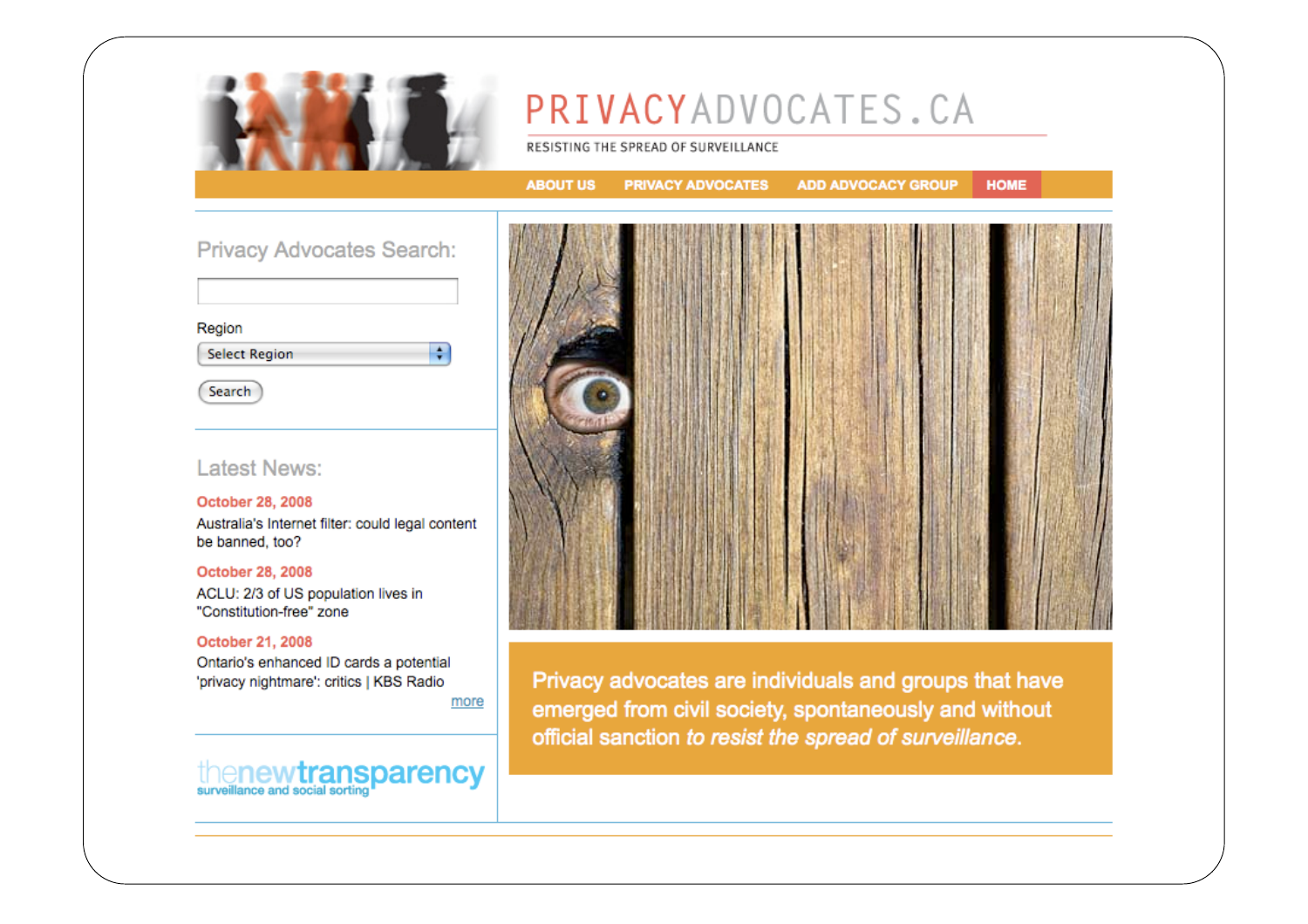# PRIVACYADVOCATES.CA

RESISTING THE SPREAD OF SURVEILLANCE

ABOUT US | PRIVACY ADVOCATES | ADD ADVOCACY GROUP | HOME

## Privacy Advocates Search:

Region

Select Region

Search

## Latest News:

**October 28, 2008**

Australia's Internet filter: could legal content be banned, too?

**October 28, 2008**

ACLU: 2/3 of US population lives in "Constitution-free" zone

**October 21, 2008**

Ontario's enhanced ID cards a potential 'privacy nightmare': critics | KBS Radio

more

thenewtransparency

surveillance and social sorting

Privacy advocates are individuals and groups that have emerged from civil society, spontaneously and without official sanction *to resist the spread of surveillance*.